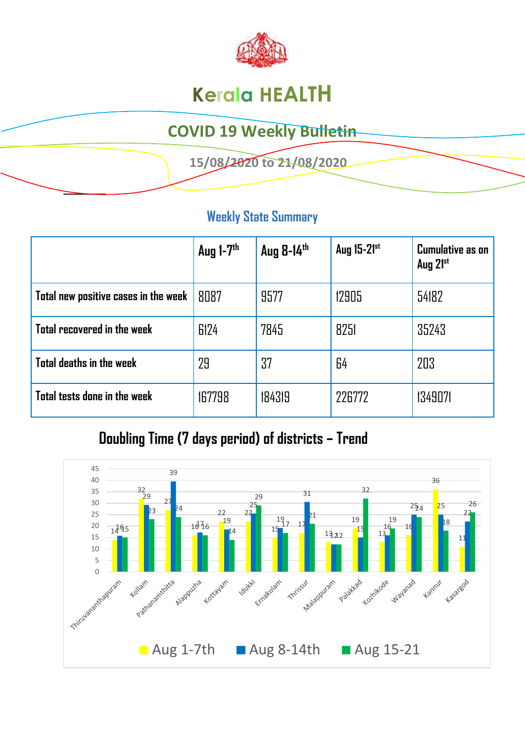# Kerala HEALTH

## COVID 19 Weekly Bulletin

15/08/2020 to 21/08/2020

### Weekly State Summary

| | Aug 1-7th | Aug 8-14th | Aug 15-21st | Cumulative as on Aug 21st |
|---|---|---|---|---|
| Total new positive cases in the week | 8087 | 9577 | 12905 | 54182 |
| Total recovered in the week | 6124 | 7845 | 8251 | 35243 |
| Total deaths in the week | 29 | 37 | 64 | 203 |
| Total tests done in the week | 167798 | 184319 | 226772 | 1349071 |

### Doubling Time (7 days period) of districts – Trend

| District | Aug 1-7th | Aug 8-14th | Aug 15-21 |
|---|---|---|---|
| Thiruvananthapuram | 14 | 16 | 15 |
| Kollam | 32 | 29 | 23 |
| Pathanamthitta | 27 | 39 | 24 |
| Alappuzha | 16 | 17 | 16 |
| Kottayam | 22 | 19 | 14 |
| Idukki | 22 | 25 | 29 |
| Ernakulam | 15 | 19 | 17 |
| Thrissur | 17 | 31 | 21 |
| Malappuram | 13 | 12 | 12 |
| Palakkad | 19 | 15 | 32 |
| Kozhikode | 13 | 16 | 19 |
| Wayanad | 16 | 25 | 24 |
| Kannur | 36 | 25 | 18 |
| Kasargod | 11 | 22 | 26 |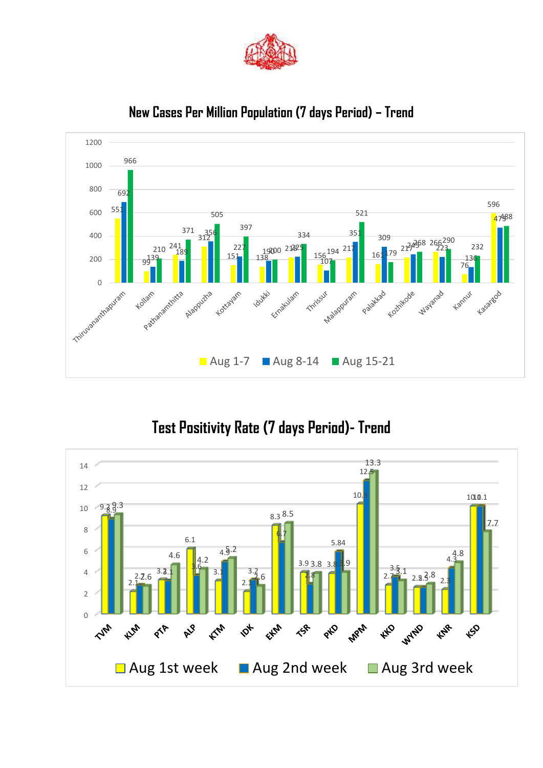## New Cases Per Million Population (7 days Period) – Trend

| District | Aug 1-7 | Aug 8-14 | Aug 15-21 |
|---|---|---|---|
| Thiruvananthapuram | 551 | 692 | 966 |
| Kollam | 99 | 139 | 210 |
| Pathanamthitta | 241 | 189 | 371 |
| Alappuzha | 312 | 356 | 505 |
| Kottayam | 151 | 227 | 397 |
| Idukki | 138 | 190 | 200 |
| Ernakulam | 218 | 225 | 334 |
| Thrissur | 156 | 107 | 194 |
| Malappuram | 217 | 351 | 521 |
| Palakkad | 161 | 309 | 179 |
| Kozhikode | 217 | 245 | 268 |
| Wayanad | 266 | 223 | 290 |
| Kannur | 76 | 136 | 232 |
| Kasargod | 596 | 473 | 488 |

## Test Positivity Rate (7 days Period)- Trend

| District | Aug 1st week | Aug 2nd week | Aug 3rd week |
|---|---|---|---|
| TVM | 9.2 | 8.9 | 9.3 |
| KLM | 2.1 | 2.7 | 2.6 |
| PTA | 3.2 | 3.1 | 4.6 |
| ALP | 6.1 | 3.6 | 4.2 |
| KTM | 3.1 | 4.9 | 5.2 |
| IDK | 2.1 | 3.2 | 2.6 |
| EKM | 8.3 | 6.7 | 8.5 |
| TSR | 3.9 | 2.8 | 3.8 |
| PKD | 3.8 | 5.84 | 3.9 |
| MPM | 10.3 | 12.5 | 13.3 |
| KKD | 2.7 | 3.5 | 3.1 |
| WYND | 2.5 | 2.5 | 2.8 |
| KNR | 2.3 | 4.3 | 4.8 |
| KSD | 10 | 10.1 | 7.7 |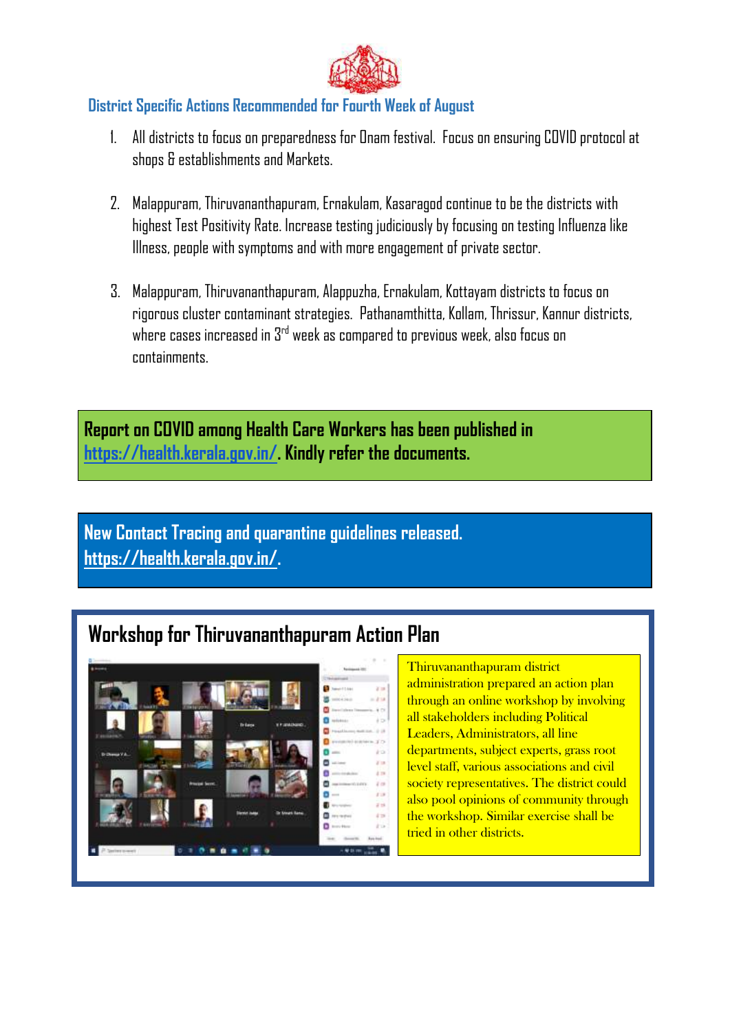## District Specific Actions Recommended for Fourth Week of August

1. All districts to focus on preparedness for Onam festival. Focus on ensuring COVID protocol at shops & establishments and Markets.

2. Malappuram, Thiruvananthapuram, Ernakulam, Kasaragod continue to be the districts with highest Test Positivity Rate. Increase testing judiciously by focusing on testing Influenza like Illness, people with symptoms and with more engagement of private sector.

3. Malappuram, Thiruvananthapuram, Alappuzha, Ernakulam, Kottayam districts to focus on rigorous cluster contaminant strategies. Pathanamthitta, Kollam, Thrissur, Kannur districts, where cases increased in 3rd week as compared to previous week, also focus on containments.

**Report on COVID among Health Care Workers has been published in https://health.kerala.gov.in/. Kindly refer the documents.**

**New Contact Tracing and quarantine guidelines released. https://health.kerala.gov.in/.**

## Workshop for Thiruvananthapuram Action Plan

Thiruvananthapuram district administration prepared an action plan through an online workshop by involving all stakeholders including Political Leaders, Administrators, all line departments, subject experts, grass root level staff, various associations and civil society representatives. The district could also pool opinions of community through the workshop. Similar exercise shall be tried in other districts.